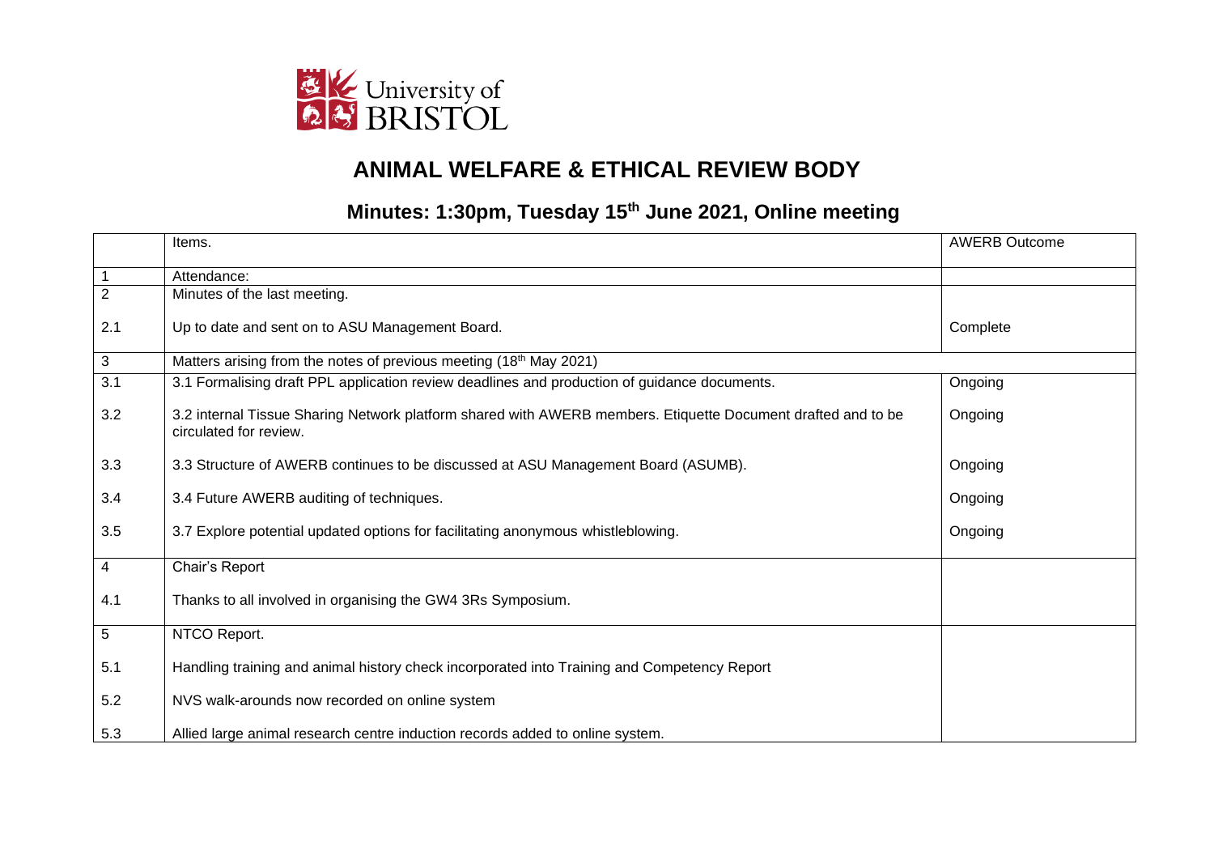University of BRISTOL

# ANIMAL WELFARE & ETHICAL REVIEW BODY

## Minutes: 1:30pm, Tuesday 15th June 2021, Online meeting

| | Items. | AWERB Outcome |
|---|---|---|
| 1 | Attendance: | |
| 2 | Minutes of the last meeting. | |
| 2.1 | Up to date and sent on to ASU Management Board. | Complete |
| 3 | Matters arising from the notes of previous meeting (18th May 2021) | |
| 3.1 | 3.1 Formalising draft PPL application review deadlines and production of guidance documents. | Ongoing |
| 3.2 | 3.2 internal Tissue Sharing Network platform shared with AWERB members. Etiquette Document drafted and to be circulated for review. | Ongoing |
| 3.3 | 3.3 Structure of AWERB continues to be discussed at ASU Management Board (ASUMB). | Ongoing |
| 3.4 | 3.4 Future AWERB auditing of techniques. | Ongoing |
| 3.5 | 3.7 Explore potential updated options for facilitating anonymous whistleblowing. | Ongoing |
| 4 | Chair's Report | |
| 4.1 | Thanks to all involved in organising the GW4 3Rs Symposium. | |
| 5 | NTCO Report. | |
| 5.1 | Handling training and animal history check incorporated into Training and Competency Report | |
| 5.2 | NVS walk-arounds now recorded on online system | |
| 5.3 | Allied large animal research centre induction records added to online system. | |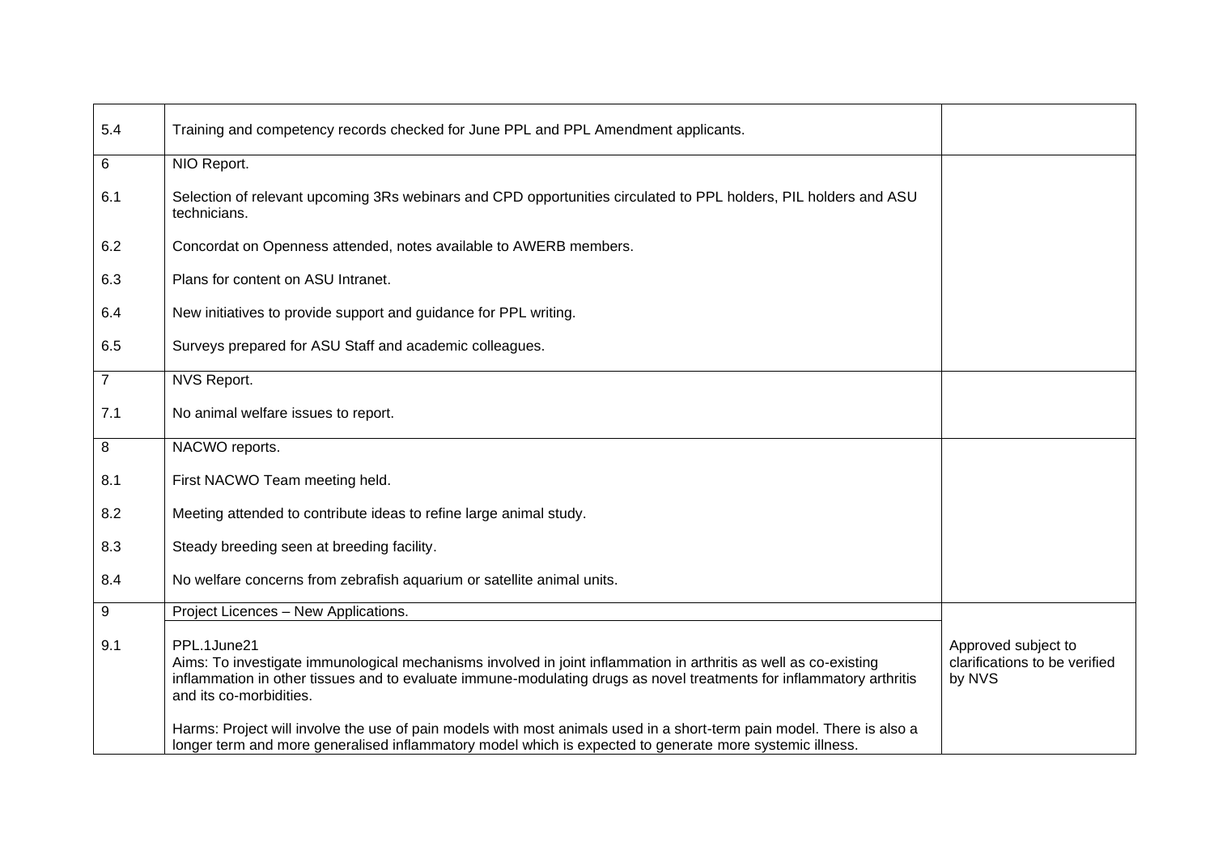| | | |
|---|---|---|
| 5.4 | Training and competency records checked for June PPL and PPL Amendment applicants. | |
| 6<br><br>6.1<br><br>6.2<br><br>6.3<br><br>6.4<br><br>6.5 | NIO Report.<br><br>Selection of relevant upcoming 3Rs webinars and CPD opportunities circulated to PPL holders, PIL holders and ASU technicians.<br><br>Concordat on Openness attended, notes available to AWERB members.<br><br>Plans for content on ASU Intranet.<br><br>New initiatives to provide support and guidance for PPL writing.<br><br>Surveys prepared for ASU Staff and academic colleagues. | |
| 7<br><br>7.1 | NVS Report.<br><br>No animal welfare issues to report. | |
| 8<br><br>8.1<br><br>8.2<br><br>8.3<br><br>8.4 | NACWO reports.<br><br>First NACWO Team meeting held.<br><br>Meeting attended to contribute ideas to refine large animal study.<br><br>Steady breeding seen at breeding facility.<br><br>No welfare concerns from zebrafish aquarium or satellite animal units. | |
| 9 | Project Licences – New Applications. | |
| 9.1 | PPL.1June21<br>Aims: To investigate immunological mechanisms involved in joint inflammation in arthritis as well as co-existing inflammation in other tissues and to evaluate immune-modulating drugs as novel treatments for inflammatory arthritis and its co-morbidities.<br><br>Harms: Project will involve the use of pain models with most animals used in a short-term pain model. There is also a longer term and more generalised inflammatory model which is expected to generate more systemic illness. | Approved subject to clarifications to be verified by NVS |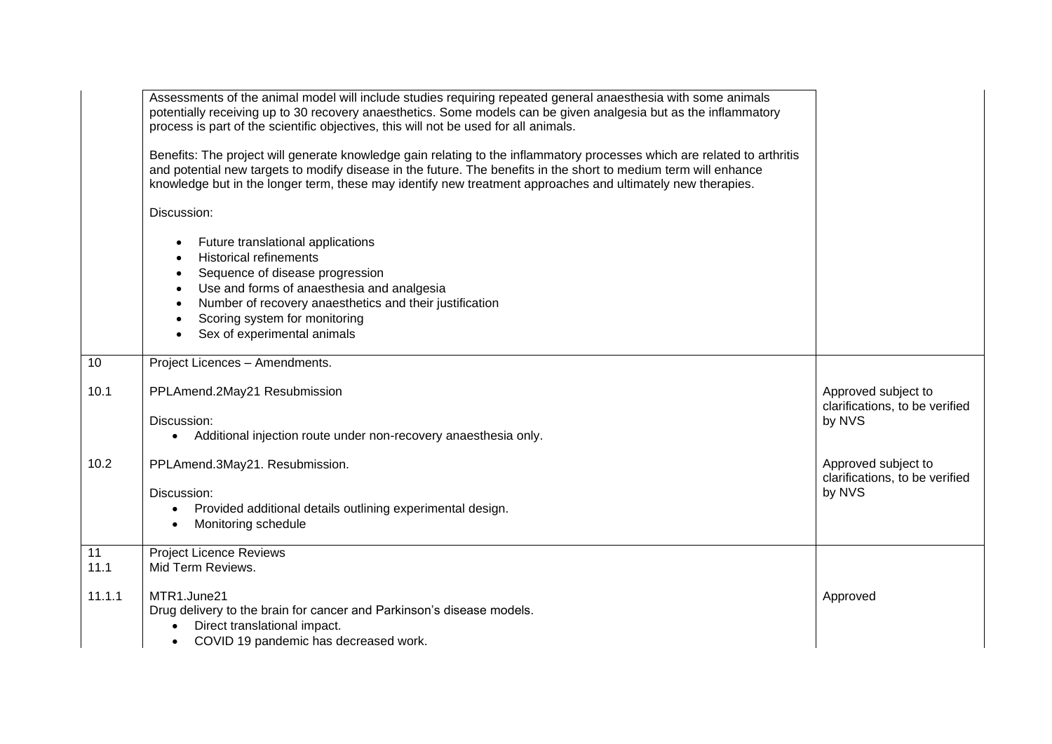| | | |
|---|---|---|
| | Assessments of the animal model will include studies requiring repeated general anaesthesia with some animals potentially receiving up to 30 recovery anaesthetics. Some models can be given analgesia but as the inflammatory process is part of the scientific objectives, this will not be used for all animals.<br><br>Benefits: The project will generate knowledge gain relating to the inflammatory processes which are related to arthritis and potential new targets to modify disease in the future. The benefits in the short to medium term will enhance knowledge but in the longer term, these may identify new treatment approaches and ultimately new therapies.<br><br>Discussion:<br><br>• Future translational applications<br>• Historical refinements<br>• Sequence of disease progression<br>• Use and forms of anaesthesia and analgesia<br>• Number of recovery anaesthetics and their justification<br>• Scoring system for monitoring<br>• Sex of experimental animals | |
| 10 | Project Licences – Amendments. | |
| 10.1 | PPLAmend.2May21 Resubmission<br><br>Discussion:<br>• Additional injection route under non-recovery anaesthesia only. | Approved subject to clarifications, to be verified by NVS |
| 10.2 | PPLAmend.3May21. Resubmission.<br><br>Discussion:<br>• Provided additional details outlining experimental design.<br>• Monitoring schedule | Approved subject to clarifications, to be verified by NVS |
| 11<br>11.1 | Project Licence Reviews<br>Mid Term Reviews. | |
| 11.1.1 | MTR1.June21<br>Drug delivery to the brain for cancer and Parkinson's disease models.<br>• Direct translational impact.<br>• COVID 19 pandemic has decreased work. | Approved |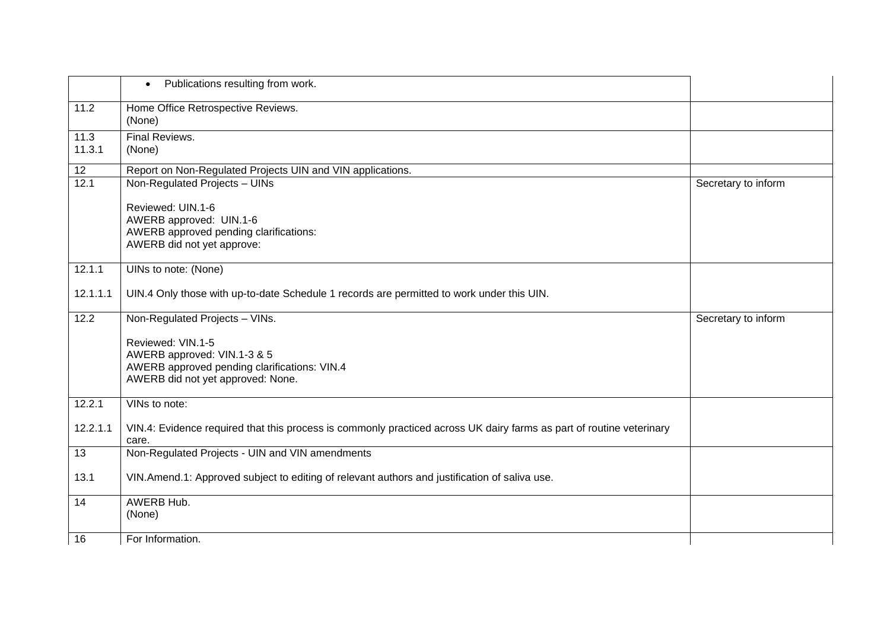| | | |
|---|---|---|
| | • Publications resulting from work. | |
| 11.2 | Home Office Retrospective Reviews.<br>(None) | |
| 11.3<br>11.3.1 | Final Reviews.<br>(None) | |
| 12 | Report on Non-Regulated Projects UIN and VIN applications. | |
| 12.1 | Non-Regulated Projects – UINs<br><br>Reviewed: UIN.1-6<br>AWERB approved: UIN.1-6<br>AWERB approved pending clarifications:<br>AWERB did not yet approve: | Secretary to inform |
| 12.1.1<br><br>12.1.1.1 | UINs to note: (None)<br><br>UIN.4 Only those with up-to-date Schedule 1 records are permitted to work under this UIN. | |
| 12.2 | Non-Regulated Projects – VINs.<br><br>Reviewed: VIN.1-5<br>AWERB approved: VIN.1-3 & 5<br>AWERB approved pending clarifications: VIN.4<br>AWERB did not yet approved: None. | Secretary to inform |
| 12.2.1<br><br>12.2.1.1 | VINs to note:<br><br>VIN.4: Evidence required that this process is commonly practiced across UK dairy farms as part of routine veterinary care. | |
| 13<br><br>13.1 | Non-Regulated Projects - UIN and VIN amendments<br><br>VIN.Amend.1: Approved subject to editing of relevant authors and justification of saliva use. | |
| 14 | AWERB Hub.<br>(None) | |
| 16 | For Information. | |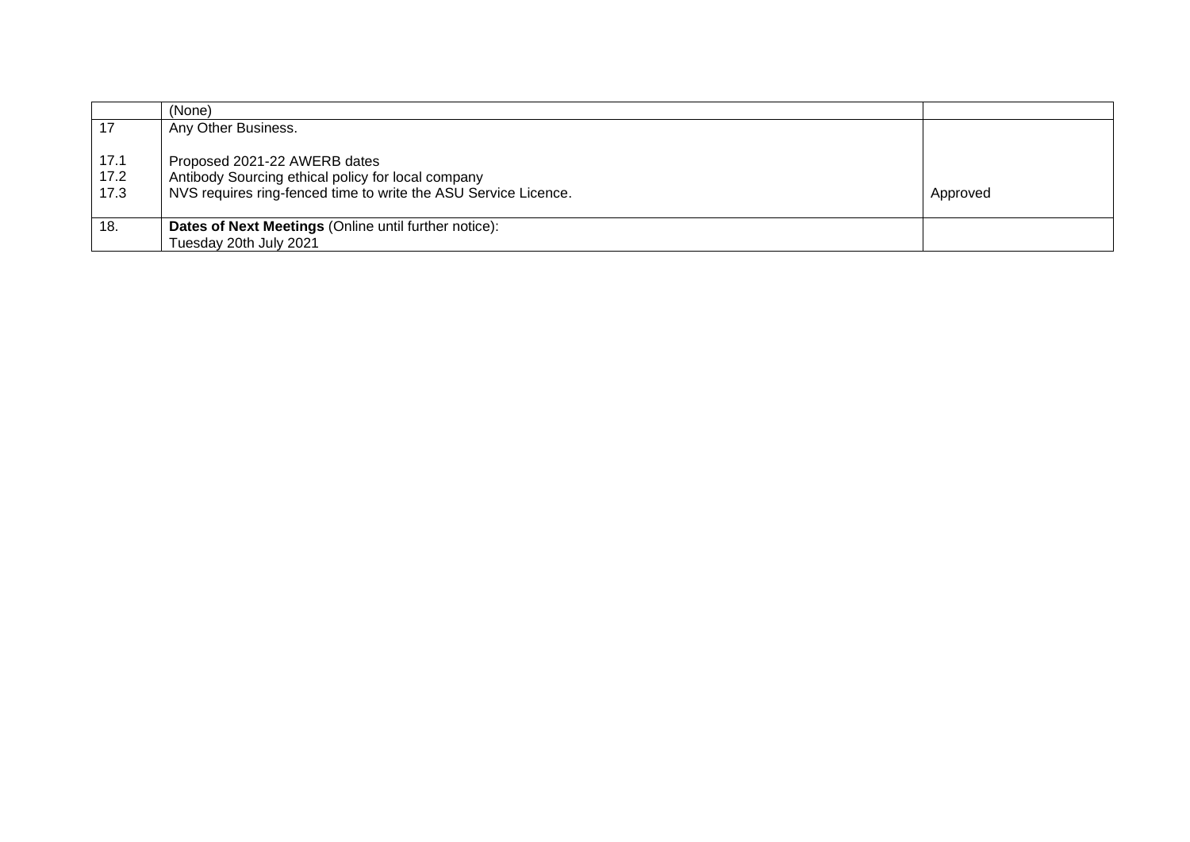| | | |
|---|---|---|
| | (None) | |
| 17<br><br>17.1<br>17.2<br>17.3 | Any Other Business.<br><br>Proposed 2021-22 AWERB dates<br>Antibody Sourcing ethical policy for local company<br>NVS requires ring-fenced time to write the ASU Service Licence. | <br><br><br><br>Approved |
| 18. | **Dates of Next Meetings** (Online until further notice):<br>Tuesday 20th July 2021 | |